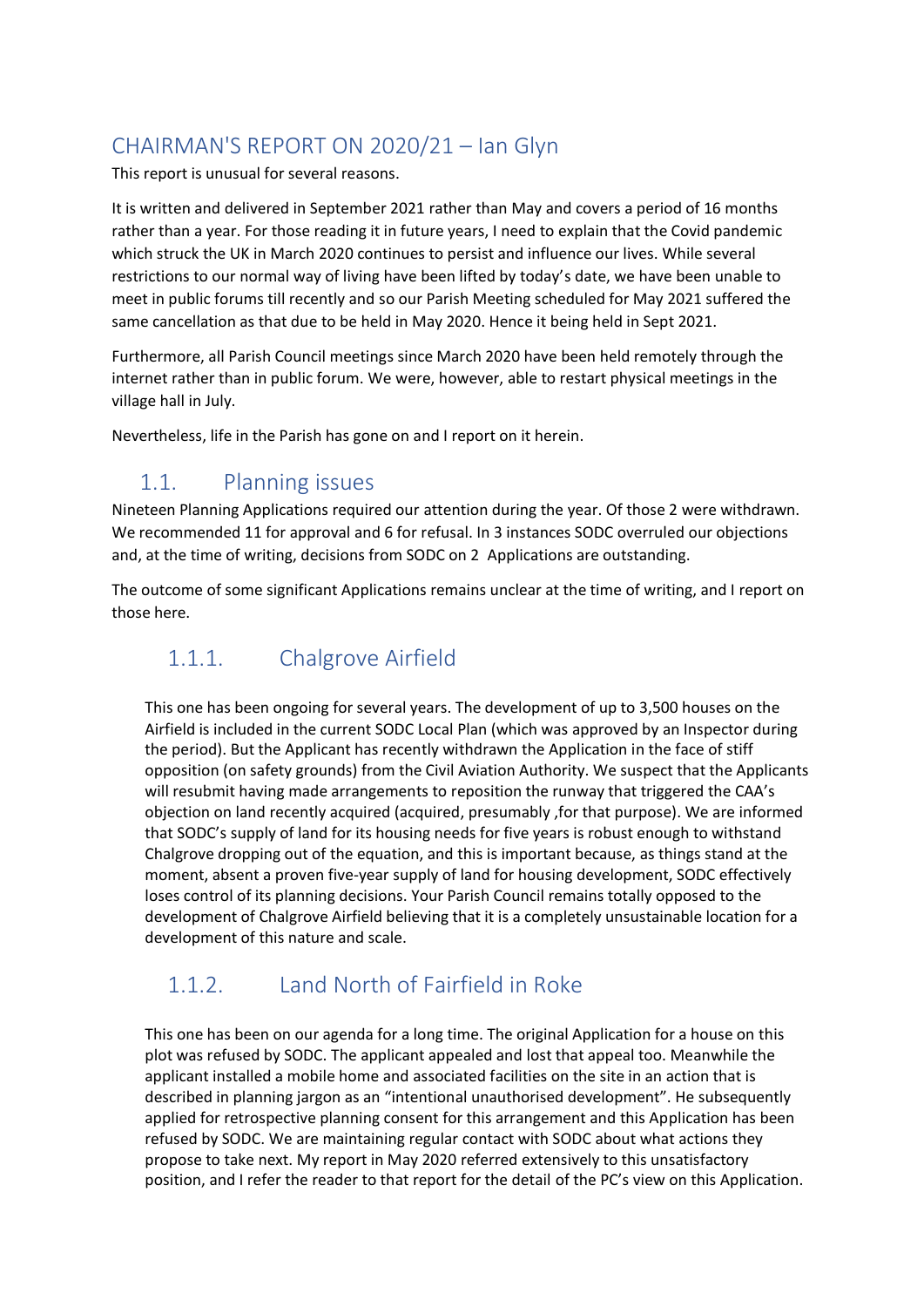# CHAIRMAN'S REPORT ON 2020/21 – Ian Glyn

This report is unusual for several reasons.

It is written and delivered in September 2021 rather than May and covers a period of 16 months rather than a year. For those reading it in future years, I need to explain that the Covid pandemic which struck the UK in March 2020 continues to persist and influence our lives. While several restrictions to our normal way of living have been lifted by today's date, we have been unable to meet in public forums till recently and so our Parish Meeting scheduled for May 2021 suffered the same cancellation as that due to be held in May 2020. Hence it being held in Sept 2021.

Furthermore, all Parish Council meetings since March 2020 have been held remotely through the internet rather than in public forum. We were, however, able to restart physical meetings in the village hall in July.

Nevertheless, life in the Parish has gone on and I report on it herein.

## 1.1. Planning issues

Nineteen Planning Applications required our attention during the year. Of those 2 were withdrawn. We recommended 11 for approval and 6 for refusal. In 3 instances SODC overruled our objections and, at the time of writing, decisions from SODC on 2 Applications are outstanding.

The outcome of some significant Applications remains unclear at the time of writing, and I report on those here.

### 1.1.1. Chalgrove Airfield

This one has been ongoing for several years. The development of up to 3,500 houses on the Airfield is included in the current SODC Local Plan (which was approved by an Inspector during the period). But the Applicant has recently withdrawn the Application in the face of stiff opposition (on safety grounds) from the Civil Aviation Authority. We suspect that the Applicants will resubmit having made arrangements to reposition the runway that triggered the CAA's objection on land recently acquired (acquired, presumably ,for that purpose). We are informed that SODC's supply of land for its housing needs for five years is robust enough to withstand Chalgrove dropping out of the equation, and this is important because, as things stand at the moment, absent a proven five-year supply of land for housing development, SODC effectively loses control of its planning decisions. Your Parish Council remains totally opposed to the development of Chalgrove Airfield believing that it is a completely unsustainable location for a development of this nature and scale.

### 1.1.2. Land North of Fairfield in Roke

This one has been on our agenda for a long time. The original Application for a house on this plot was refused by SODC. The applicant appealed and lost that appeal too. Meanwhile the applicant installed a mobile home and associated facilities on the site in an action that is described in planning jargon as an "intentional unauthorised development". He subsequently applied for retrospective planning consent for this arrangement and this Application has been refused by SODC. We are maintaining regular contact with SODC about what actions they propose to take next. My report in May 2020 referred extensively to this unsatisfactory position, and I refer the reader to that report for the detail of the PC's view on this Application.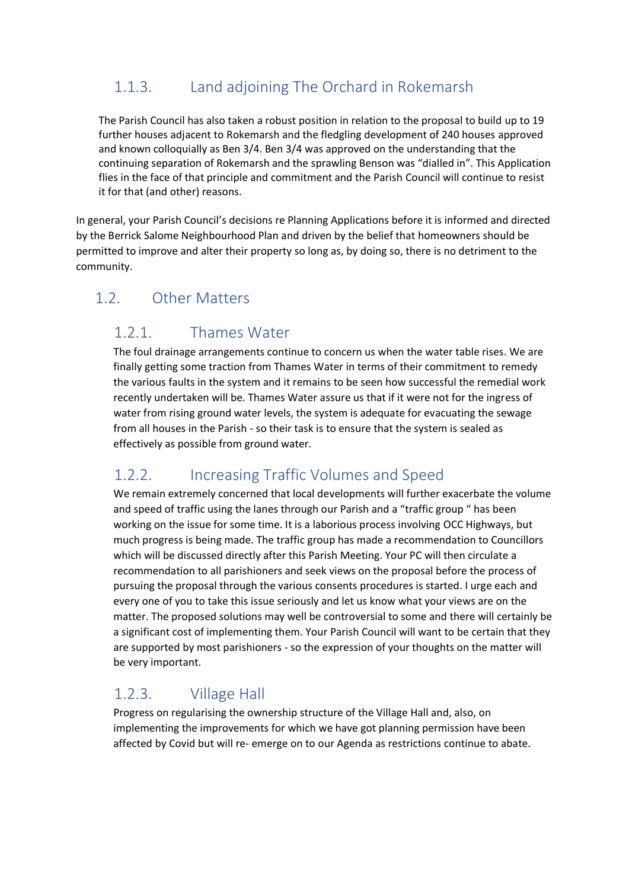### 1.1.3. Land adjoining The Orchard in Rokemarsh

The Parish Council has also taken a robust position in relation to the proposal to build up to 19 further houses adjacent to Rokemarsh and the fledgling development of 240 houses approved and known colloquially as Ben 3/4. Ben 3/4 was approved on the understanding that the continuing separation of Rokemarsh and the sprawling Benson was "dialled in". This Application flies in the face of that principle and commitment and the Parish Council will continue to resist it for that (and other) reasons.

In general, your Parish Council's decisions re Planning Applications before it is informed and directed by the Berrick Salome Neighbourhood Plan and driven by the belief that homeowners should be permitted to improve and alter their property so long as, by doing so, there is no detriment to the community.

## 1.2. Other Matters

### 1.2.1. Thames Water

The foul drainage arrangements continue to concern us when the water table rises. We are finally getting some traction from Thames Water in terms of their commitment to remedy the various faults in the system and it remains to be seen how successful the remedial work recently undertaken will be. Thames Water assure us that if it were not for the ingress of water from rising ground water levels, the system is adequate for evacuating the sewage from all houses in the Parish - so their task is to ensure that the system is sealed as effectively as possible from ground water.

### 1.2.2. Increasing Traffic Volumes and Speed

We remain extremely concerned that local developments will further exacerbate the volume and speed of traffic using the lanes through our Parish and a "traffic group " has been working on the issue for some time. It is a laborious process involving OCC Highways, but much progress is being made. The traffic group has made a recommendation to Councillors which will be discussed directly after this Parish Meeting. Your PC will then circulate a recommendation to all parishioners and seek views on the proposal before the process of pursuing the proposal through the various consents procedures is started. I urge each and every one of you to take this issue seriously and let us know what your views are on the matter. The proposed solutions may well be controversial to some and there will certainly be a significant cost of implementing them. Your Parish Council will want to be certain that they are supported by most parishioners - so the expression of your thoughts on the matter will be very important.

### 1.2.3. Village Hall

Progress on regularising the ownership structure of the Village Hall and, also, on implementing the improvements for which we have got planning permission have been affected by Covid but will re- emerge on to our Agenda as restrictions continue to abate.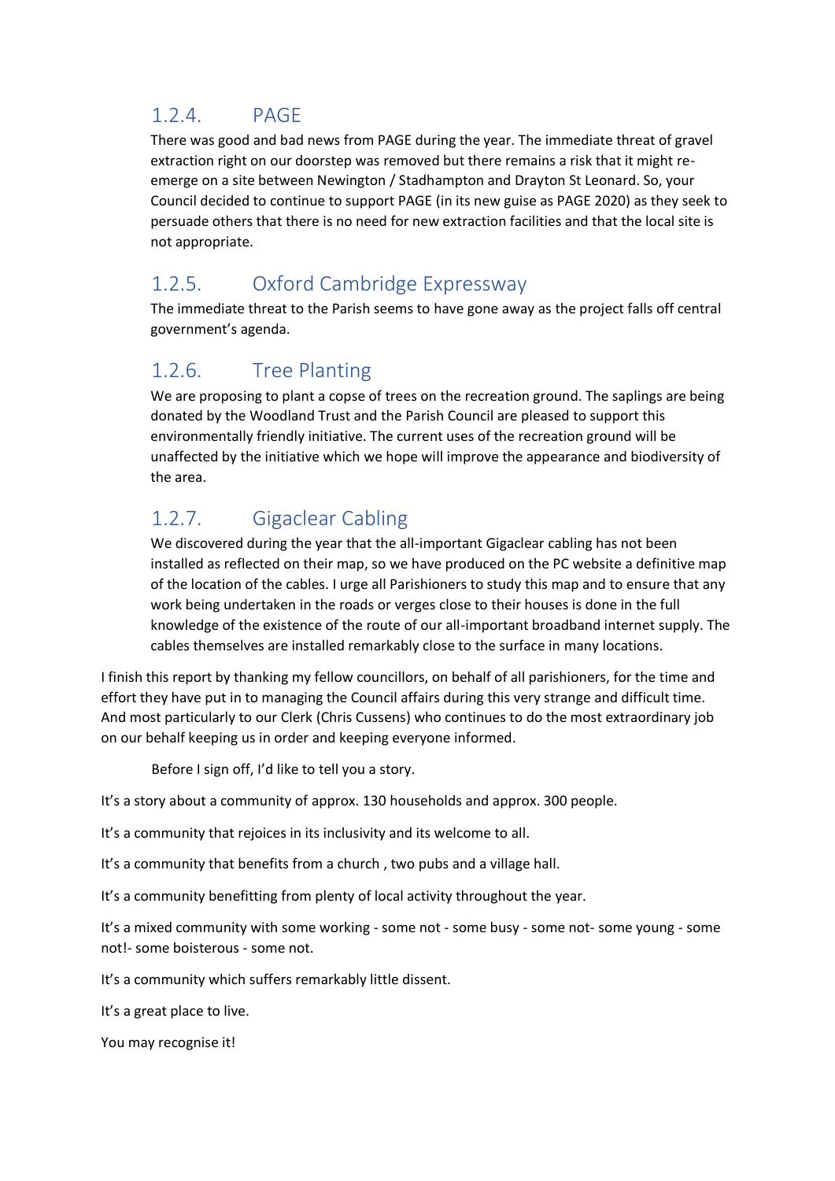### 1.2.4. PAGE

There was good and bad news from PAGE during the year. The immediate threat of gravel extraction right on our doorstep was removed but there remains a risk that it might re-emerge on a site between Newington / Stadhampton and Drayton St Leonard. So, your Council decided to continue to support PAGE (in its new guise as PAGE 2020) as they seek to persuade others that there is no need for new extraction facilities and that the local site is not appropriate.

### 1.2.5. Oxford Cambridge Expressway

The immediate threat to the Parish seems to have gone away as the project falls off central government's agenda.

### 1.2.6. Tree Planting

We are proposing to plant a copse of trees on the recreation ground. The saplings are being donated by the Woodland Trust and the Parish Council are pleased to support this environmentally friendly initiative. The current uses of the recreation ground will be unaffected by the initiative which we hope will improve the appearance and biodiversity of the area.

### 1.2.7. Gigaclear Cabling

We discovered during the year that the all-important Gigaclear cabling has not been installed as reflected on their map, so we have produced on the PC website a definitive map of the location of the cables. I urge all Parishioners to study this map and to ensure that any work being undertaken in the roads or verges close to their houses is done in the full knowledge of the existence of the route of our all-important broadband internet supply. The cables themselves are installed remarkably close to the surface in many locations.

I finish this report by thanking my fellow councillors, on behalf of all parishioners, for the time and effort they have put in to managing the Council affairs during this very strange and difficult time. And most particularly to our Clerk (Chris Cussens) who continues to do the most extraordinary job on our behalf keeping us in order and keeping everyone informed.

Before I sign off, I'd like to tell you a story.

It's a story about a community of approx. 130 households and approx. 300 people.

It's a community that rejoices in its inclusivity and its welcome to all.

It's a community that benefits from a church , two pubs and a village hall.

It's a community benefitting from plenty of local activity throughout the year.

It's a mixed community with some working - some not - some busy - some not- some young - some not!- some boisterous - some not.

It's a community which suffers remarkably little dissent.

It's a great place to live.

You may recognise it!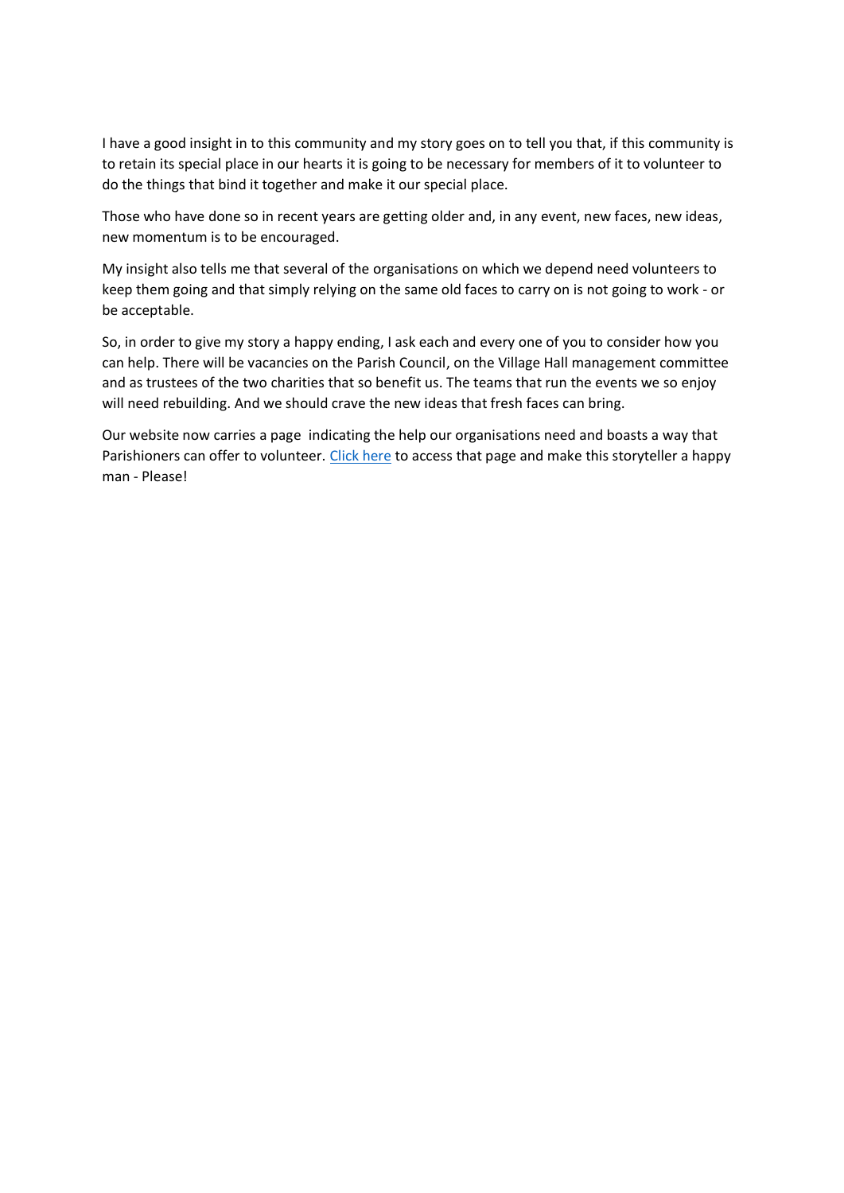I have a good insight in to this community and my story goes on to tell you that, if this community is to retain its special place in our hearts it is going to be necessary for members of it to volunteer to do the things that bind it together and make it our special place.

Those who have done so in recent years are getting older and, in any event, new faces, new ideas, new momentum is to be encouraged.

My insight also tells me that several of the organisations on which we depend need volunteers to keep them going and that simply relying on the same old faces to carry on is not going to work - or be acceptable.

So, in order to give my story a happy ending, I ask each and every one of you to consider how you can help. There will be vacancies on the Parish Council, on the Village Hall management committee and as trustees of the two charities that so benefit us. The teams that run the events we so enjoy will need rebuilding. And we should crave the new ideas that fresh faces can bring.

Our website now carries a page indicating the help our organisations need and boasts a way that Parishioners can offer to volunteer. Click here to access that page and make this storyteller a happy man - Please!